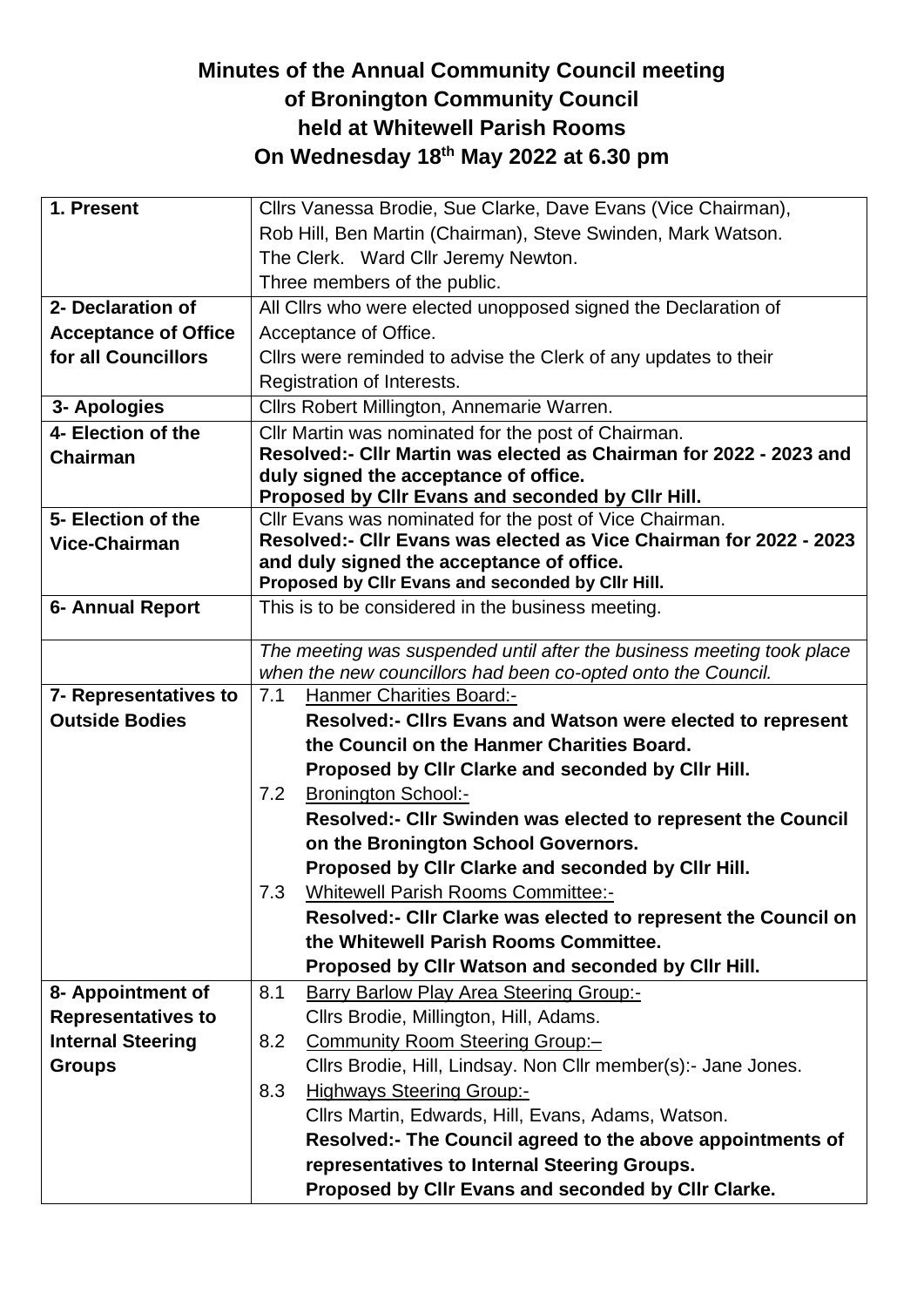# Minutes of the Annual Community Council meeting of Bronington Community Council held at Whitewell Parish Rooms On Wednesday 18th May 2022 at 6.30 pm

| | |
|---|---|
| **1. Present** | Cllrs Vanessa Brodie, Sue Clarke, Dave Evans (Vice Chairman), Rob Hill, Ben Martin (Chairman), Steve Swinden, Mark Watson.<br>The Clerk. Ward Cllr Jeremy Newton.<br>Three members of the public. |
| **2- Declaration of Acceptance of Office for all Councillors** | All Cllrs who were elected unopposed signed the Declaration of Acceptance of Office.<br>Cllrs were reminded to advise the Clerk of any updates to their Registration of Interests. |
| **3- Apologies** | Cllrs Robert Millington, Annemarie Warren. |
| **4- Election of the Chairman** | Cllr Martin was nominated for the post of Chairman.<br>**Resolved:- Cllr Martin was elected as Chairman for 2022 - 2023 and duly signed the acceptance of office.**<br>**Proposed by Cllr Evans and seconded by Cllr Hill.** |
| **5- Election of the Vice-Chairman** | Cllr Evans was nominated for the post of Vice Chairman.<br>**Resolved:- Cllr Evans was elected as Vice Chairman for 2022 - 2023 and duly signed the acceptance of office.**<br>**Proposed by Cllr Evans and seconded by Cllr Hill.** |
| **6- Annual Report** | This is to be considered in the business meeting. |
| | *The meeting was suspended until after the business meeting took place when the new councillors had been co-opted onto the Council.* |
| **7- Representatives to Outside Bodies** | 7.1 Hanmer Charities Board:-<br>**Resolved:- Cllrs Evans and Watson were elected to represent the Council on the Hanmer Charities Board.**<br>**Proposed by Cllr Clarke and seconded by Cllr Hill.**<br>7.2 Bronington School:-<br>**Resolved:- Cllr Swinden was elected to represent the Council on the Bronington School Governors.**<br>**Proposed by Cllr Clarke and seconded by Cllr Hill.**<br>7.3 Whitewell Parish Rooms Committee:-<br>**Resolved:- Cllr Clarke was elected to represent the Council on the Whitewell Parish Rooms Committee.**<br>**Proposed by Cllr Watson and seconded by Cllr Hill.** |
| **8- Appointment of Representatives to Internal Steering Groups** | 8.1 Barry Barlow Play Area Steering Group:-<br>Cllrs Brodie, Millington, Hill, Adams.<br>8.2 Community Room Steering Group:–<br>Cllrs Brodie, Hill, Lindsay. Non Cllr member(s):- Jane Jones.<br>8.3 Highways Steering Group:-<br>Cllrs Martin, Edwards, Hill, Evans, Adams, Watson.<br>**Resolved:- The Council agreed to the above appointments of representatives to Internal Steering Groups.**<br>**Proposed by Cllr Evans and seconded by Cllr Clarke.** |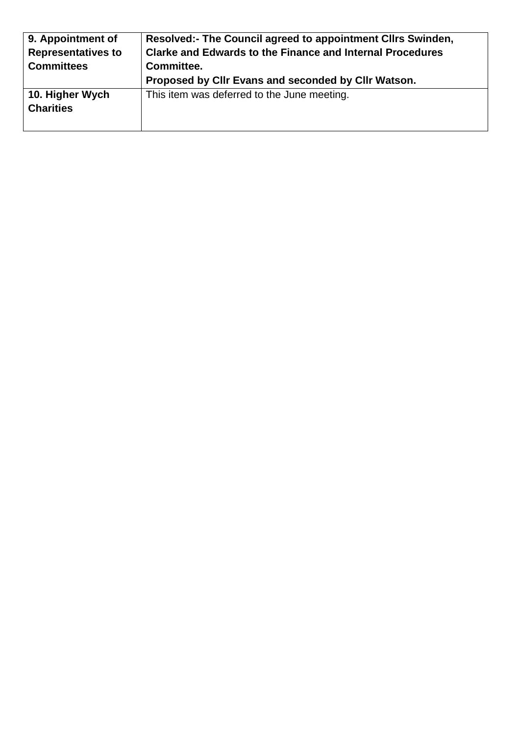| | |
|---|---|
| **9. Appointment of Representatives to Committees** | **Resolved:- The Council agreed to appointment Cllrs Swinden, Clarke and Edwards to the Finance and Internal Procedures Committee.**<br>**Proposed by Cllr Evans and seconded by Cllr Watson.** |
| **10. Higher Wych Charities** | This item was deferred to the June meeting. |